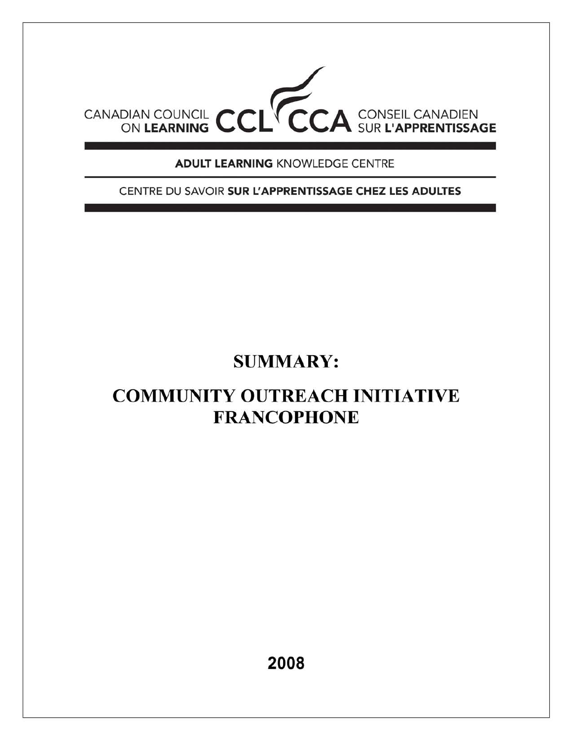CANADIAN COUNCIL ON LEARNING CCL CCA CONSEIL CANADIEN SUR L'APPRENTISSAGE

**ADULT LEARNING** KNOWLEDGE CENTRE

CENTRE DU SAVOIR **SUR L'APPRENTISSAGE CHEZ LES ADULTES**

# SUMMARY:

# COMMUNITY OUTREACH INITIATIVE FRANCOPHONE

**2008**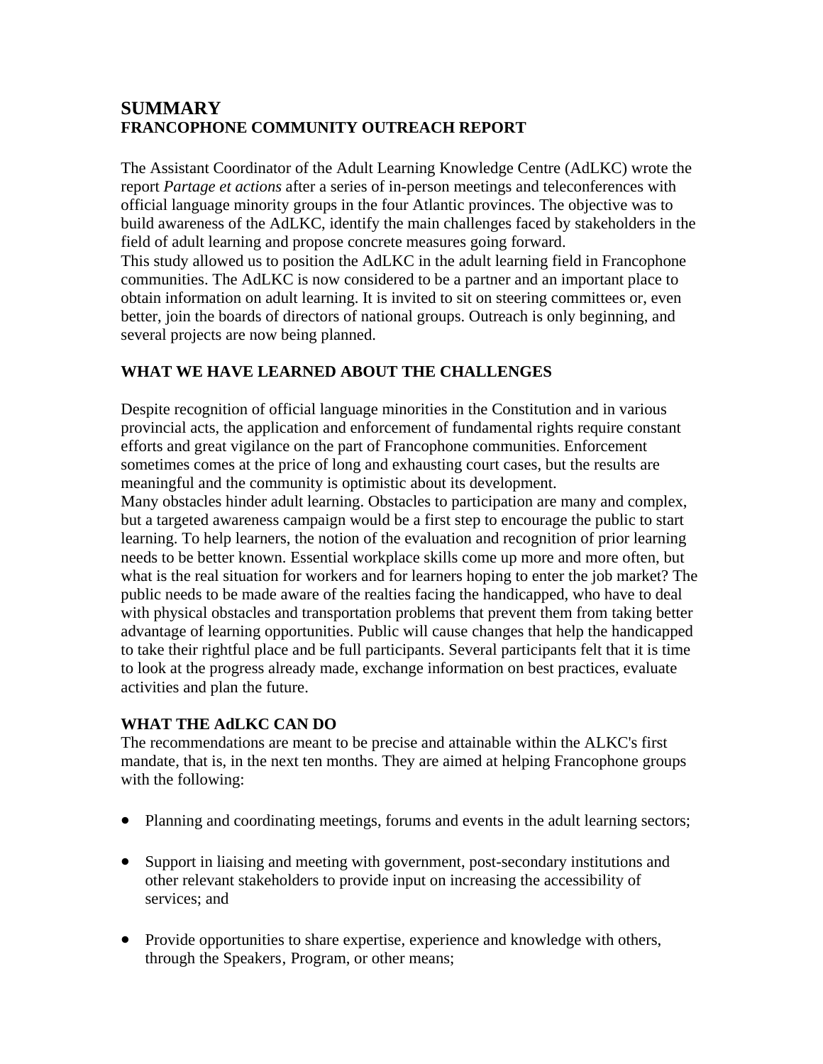# SUMMARY
## FRANCOPHONE COMMUNITY OUTREACH REPORT

The Assistant Coordinator of the Adult Learning Knowledge Centre (AdLKC) wrote the report *Partage et actions* after a series of in-person meetings and teleconferences with official language minority groups in the four Atlantic provinces. The objective was to build awareness of the AdLKC, identify the main challenges faced by stakeholders in the field of adult learning and propose concrete measures going forward.
This study allowed us to position the AdLKC in the adult learning field in Francophone communities. The AdLKC is now considered to be a partner and an important place to obtain information on adult learning. It is invited to sit on steering committees or, even better, join the boards of directors of national groups. Outreach is only beginning, and several projects are now being planned.

## WHAT WE HAVE LEARNED ABOUT THE CHALLENGES

Despite recognition of official language minorities in the Constitution and in various provincial acts, the application and enforcement of fundamental rights require constant efforts and great vigilance on the part of Francophone communities. Enforcement sometimes comes at the price of long and exhausting court cases, but the results are meaningful and the community is optimistic about its development.
Many obstacles hinder adult learning. Obstacles to participation are many and complex, but a targeted awareness campaign would be a first step to encourage the public to start learning. To help learners, the notion of the evaluation and recognition of prior learning needs to be better known. Essential workplace skills come up more and more often, but what is the real situation for workers and for learners hoping to enter the job market? The public needs to be made aware of the realties facing the handicapped, who have to deal with physical obstacles and transportation problems that prevent them from taking better advantage of learning opportunities. Public will cause changes that help the handicapped to take their rightful place and be full participants. Several participants felt that it is time to look at the progress already made, exchange information on best practices, evaluate activities and plan the future.

## WHAT THE AdLKC CAN DO

The recommendations are meant to be precise and attainable within the ALKC's first mandate, that is, in the next ten months. They are aimed at helping Francophone groups with the following:

- Planning and coordinating meetings, forums and events in the adult learning sectors;
- Support in liaising and meeting with government, post-secondary institutions and other relevant stakeholders to provide input on increasing the accessibility of services; and
- Provide opportunities to share expertise, experience and knowledge with others, through the Speakers, Program, or other means;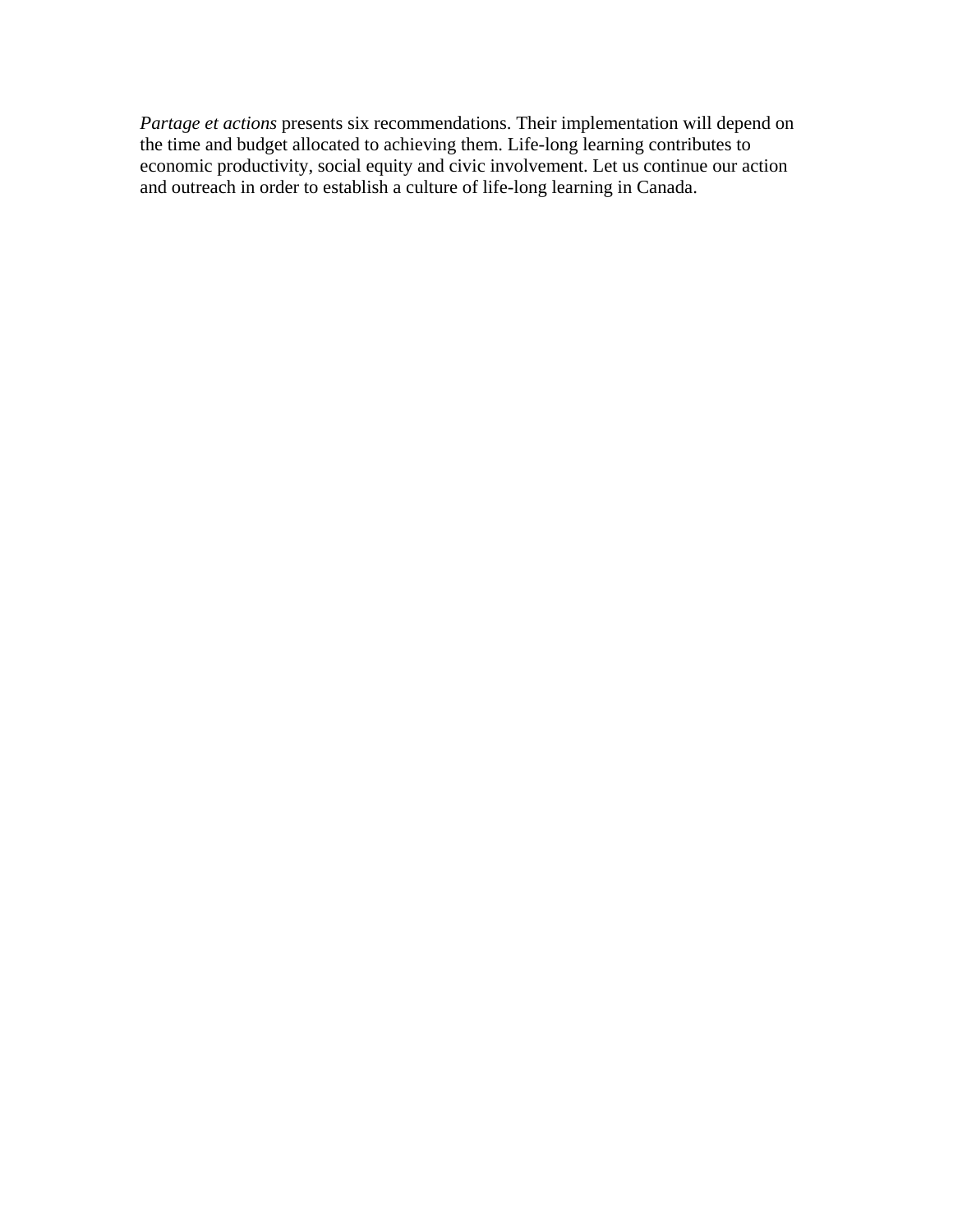*Partage et actions* presents six recommendations. Their implementation will depend on the time and budget allocated to achieving them. Life-long learning contributes to economic productivity, social equity and civic involvement. Let us continue our action and outreach in order to establish a culture of life-long learning in Canada.